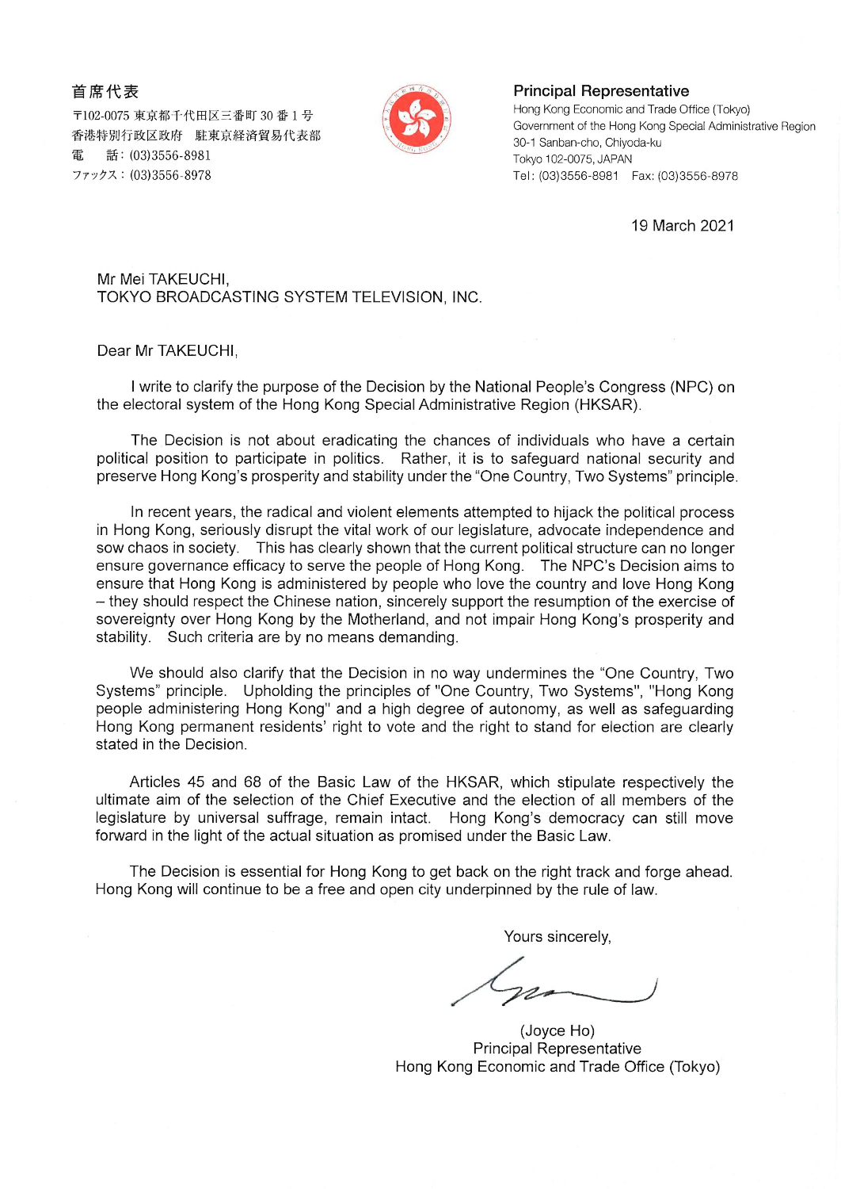首席代表
〒102-0075 東京都千代田区三番町 30 番 1 号
香港特別行政区政府　駐東京経済貿易代表部
電　話：(03)3556-8981
ファックス：(03)3556-8978

**Principal Representative**
Hong Kong Economic and Trade Office (Tokyo)
Government of the Hong Kong Special Administrative Region
30-1 Sanban-cho, Chiyoda-ku
Tokyo 102-0075, JAPAN
Tel: (03)3556-8981　Fax: (03)3556-8978

19 March 2021

Mr Mei TAKEUCHI,
TOKYO BROADCASTING SYSTEM TELEVISION, INC.

Dear Mr TAKEUCHI,

I write to clarify the purpose of the Decision by the National People's Congress (NPC) on the electoral system of the Hong Kong Special Administrative Region (HKSAR).

The Decision is not about eradicating the chances of individuals who have a certain political position to participate in politics. Rather, it is to safeguard national security and preserve Hong Kong's prosperity and stability under the "One Country, Two Systems" principle.

In recent years, the radical and violent elements attempted to hijack the political process in Hong Kong, seriously disrupt the vital work of our legislature, advocate independence and sow chaos in society. This has clearly shown that the current political structure can no longer ensure governance efficacy to serve the people of Hong Kong. The NPC's Decision aims to ensure that Hong Kong is administered by people who love the country and love Hong Kong – they should respect the Chinese nation, sincerely support the resumption of the exercise of sovereignty over Hong Kong by the Motherland, and not impair Hong Kong's prosperity and stability. Such criteria are by no means demanding.

We should also clarify that the Decision in no way undermines the "One Country, Two Systems" principle. Upholding the principles of "One Country, Two Systems", "Hong Kong people administering Hong Kong" and a high degree of autonomy, as well as safeguarding Hong Kong permanent residents' right to vote and the right to stand for election are clearly stated in the Decision.

Articles 45 and 68 of the Basic Law of the HKSAR, which stipulate respectively the ultimate aim of the selection of the Chief Executive and the election of all members of the legislature by universal suffrage, remain intact. Hong Kong's democracy can still move forward in the light of the actual situation as promised under the Basic Law.

The Decision is essential for Hong Kong to get back on the right track and forge ahead. Hong Kong will continue to be a free and open city underpinned by the rule of law.

Yours sincerely,

(Joyce Ho)
Principal Representative
Hong Kong Economic and Trade Office (Tokyo)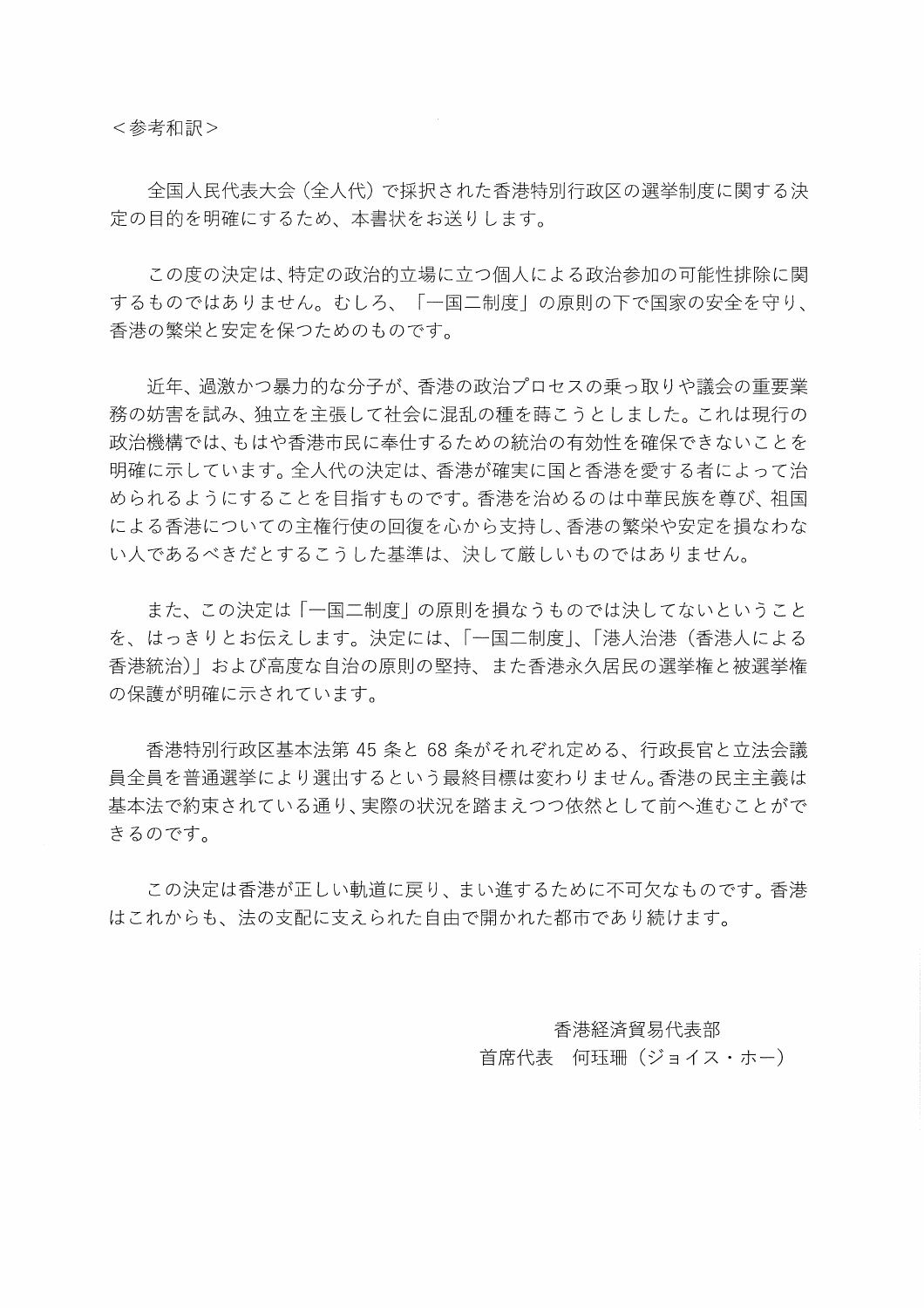＜参考和訳＞

全国人民代表大会（全人代）で採択された香港特別行政区の選挙制度に関する決定の目的を明確にするため、本書状をお送りします。

この度の決定は、特定の政治的立場に立つ個人による政治参加の可能性排除に関するものではありません。むしろ、「一国二制度」の原則の下で国家の安全を守り、香港の繁栄と安定を保つためのものです。

近年、過激かつ暴力的な分子が、香港の政治プロセスの乗っ取りや議会の重要業務の妨害を試み、独立を主張して社会に混乱の種を蒔こうとしました。これは現行の政治機構では、もはや香港市民に奉仕するための統治の有効性を確保できないことを明確に示しています。全人代の決定は、香港が確実に国と香港を愛する者によって治められるようにすることを目指すものです。香港を治めるのは中華民族を尊び、祖国による香港についての主権行使の回復を心から支持し、香港の繁栄や安定を損なわない人であるべきだとするこうした基準は、決して厳しいものではありません。

また、この決定は「一国二制度」の原則を損なうものでは決してないということを、はっきりとお伝えします。決定には、「一国二制度」、「港人治港（香港人による香港統治）」および高度な自治の原則の堅持、また香港永久居民の選挙権と被選挙権の保護が明確に示されています。

香港特別行政区基本法第 45 条と 68 条がそれぞれ定める、行政長官と立法会議員全員を普通選挙により選出するという最終目標は変わりません。香港の民主主義は基本法で約束されている通り、実際の状況を踏まえつつ依然として前へ進むことができるのです。

この決定は香港が正しい軌道に戻り、まい進するために不可欠なものです。香港はこれからも、法の支配に支えられた自由で開かれた都市であり続けます。

香港経済貿易代表部
首席代表　何珏珊（ジョイス・ホー）